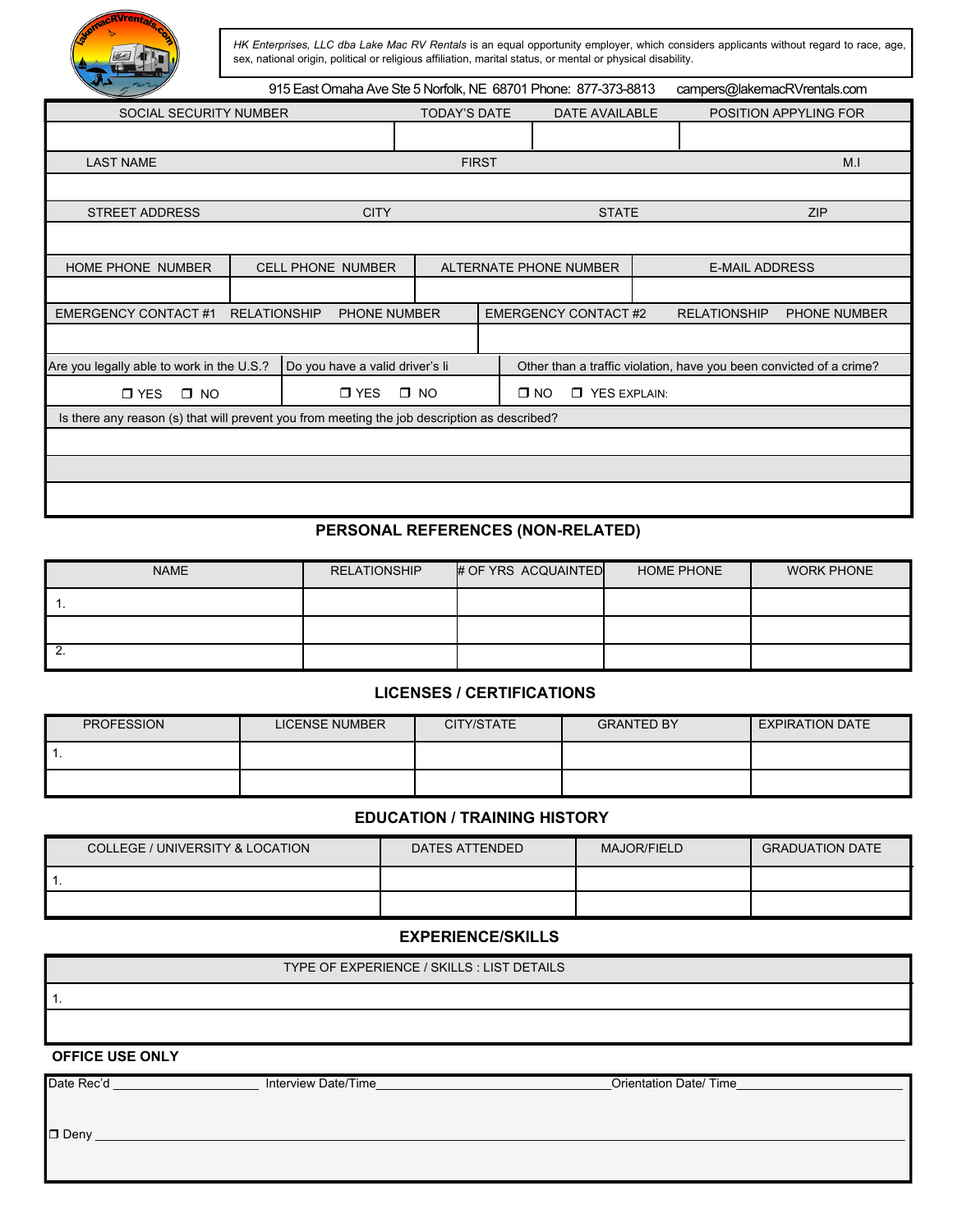*HK Enterprises, LLC dba Lake Mac RV Rentals* is an equal opportunity employer, which considers applicants without regard to race, age, sex, national origin, political or religious affiliation, marital status, or mental or physical disability.

915 East Omaha Ave Ste 5 Norfolk, NE 68701 Phone: 877-373-8813 campers@lakemacRVrentals.com

| SOCIAL SECURITY NUMBER | TODAY'S DATE | DATE AVAILABLE | POSITION APPYLING FOR |
|---|---|---|---|
| | | | |

| LAST NAME | FIRST | M.I |
|---|---|---|
| | | |

| STREET ADDRESS | CITY | STATE | ZIP |
|---|---|---|---|
| | | | |

| HOME PHONE NUMBER | CELL PHONE NUMBER | ALTERNATE PHONE NUMBER | E-MAIL ADDRESS |
|---|---|---|---|
| | | | |

| EMERGENCY CONTACT #1 RELATIONSHIP PHONE NUMBER | EMERGENCY CONTACT #2 RELATIONSHIP PHONE NUMBER |
|---|---|
| | |

| Are you legally able to work in the U.S.? | Do you have a valid driver's li | Other than a traffic violation, have you been convicted of a crime? |
|---|---|---|
| ❒ YES ❒ NO | ❒ YES ❒ NO | ❒ NO ❒ YES EXPLAIN: |

Is there any reason (s) that will prevent you from meeting the job description as described?

## PERSONAL REFERENCES (NON-RELATED)

| NAME | RELATIONSHIP | # OF YRS ACQUAINTED | HOME PHONE | WORK PHONE |
|---|---|---|---|---|
| 1. | | | | |
| | | | | |
| 2. | | | | |

## LICENSES / CERTIFICATIONS

| PROFESSION | LICENSE NUMBER | CITY/STATE | GRANTED BY | EXPIRATION DATE |
|---|---|---|---|---|
| 1. | | | | |
| | | | | |

## EDUCATION / TRAINING HISTORY

| COLLEGE / UNIVERSITY & LOCATION | DATES ATTENDED | MAJOR/FIELD | GRADUATION DATE |
|---|---|---|---|
| 1. | | | |
| | | | |

## EXPERIENCE/SKILLS

| TYPE OF EXPERIENCE / SKILLS : LIST DETAILS |
|---|
| 1. |
| |

**OFFICE USE ONLY**

Date Rec'd ____________________ Interview Date/Time________________________________ Orientation Date/ Time________________________

❒ Deny ______________________________________________________________________________________________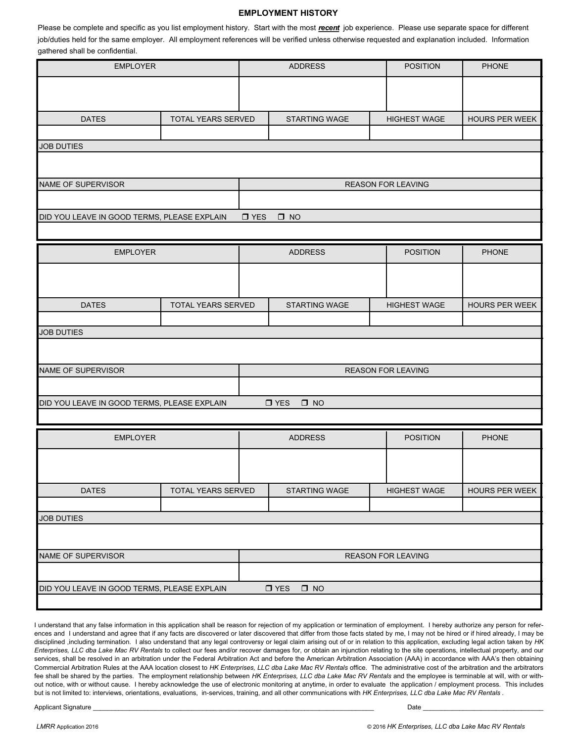## EMPLOYMENT HISTORY

Please be complete and specific as you list employment history. Start with the most ***recent*** job experience. Please use separate space for different job/duties held for the same employer. All employment references will be verified unless otherwise requested and explanation included. Information gathered shall be confidential.

| EMPLOYER | ADDRESS | POSITION | PHONE |
|---|---|---|---|
| | | | |

| DATES | TOTAL YEARS SERVED | STARTING WAGE | HIGHEST WAGE | HOURS PER WEEK |
|---|---|---|---|---|
| | | | | |

| JOB DUTIES |
|---|
| |

| NAME OF SUPERVISOR | REASON FOR LEAVING |
|---|---|
| | |

| DID YOU LEAVE IN GOOD TERMS, PLEASE EXPLAIN ❒ YES ❒ NO |
|---|
| |

| EMPLOYER | ADDRESS | POSITION | PHONE |
|---|---|---|---|
| | | | |

| DATES | TOTAL YEARS SERVED | STARTING WAGE | HIGHEST WAGE | HOURS PER WEEK |
|---|---|---|---|---|
| | | | | |

| JOB DUTIES |
|---|
| |

| NAME OF SUPERVISOR | REASON FOR LEAVING |
|---|---|
| | |

| DID YOU LEAVE IN GOOD TERMS, PLEASE EXPLAIN ❒ YES ❒ NO |
|---|
| |

| EMPLOYER | ADDRESS | POSITION | PHONE |
|---|---|---|---|
| | | | |

| DATES | TOTAL YEARS SERVED | STARTING WAGE | HIGHEST WAGE | HOURS PER WEEK |
|---|---|---|---|---|
| | | | | |

| JOB DUTIES |
|---|
| |

| NAME OF SUPERVISOR | REASON FOR LEAVING |
|---|---|
| | |

| DID YOU LEAVE IN GOOD TERMS, PLEASE EXPLAIN ❒ YES ❒ NO |
|---|
| |

I understand that any false information in this application shall be reason for rejection of my application or termination of employment. I hereby authorize any person for references and I understand and agree that if any facts are discovered or later discovered that differ from those facts stated by me, I may not be hired or if hired already, I may be disciplined ,including termination. I also understand that any legal controversy or legal claim arising out of or in relation to this application, excluding legal action taken by *HK Enterprises, LLC dba Lake Mac RV Rentals* to collect our fees and/or recover damages for, or obtain an injunction relating to the site operations, intellectual property, and our services, shall be resolved in an arbitration under the Federal Arbitration Act and before the American Arbitration Association (AAA) in accordance with AAA's then obtaining Commercial Arbitration Rules at the AAA location closest to *HK Enterprises, LLC dba Lake Mac RV Rentals* office. The administrative cost of the arbitration and the arbitrators fee shall be shared by the parties. The employment relationship between *HK Enterprises, LLC dba Lake Mac RV Rentals* and the employee is terminable at will, with or without notice, with or without cause. I hereby acknowledge the use of electronic monitoring at anytime, in order to evaluate the application / employment process. This includes but is not limited to: interviews, orientations, evaluations, in-services, training, and all other communications with *HK Enterprises, LLC dba Lake Mac RV Rentals* .

Applicant Signature ________________________________________ Date ____________________

*LMRR* Application 2016 © 2016 *HK Enterprises, LLC dba Lake Mac RV Rentals*